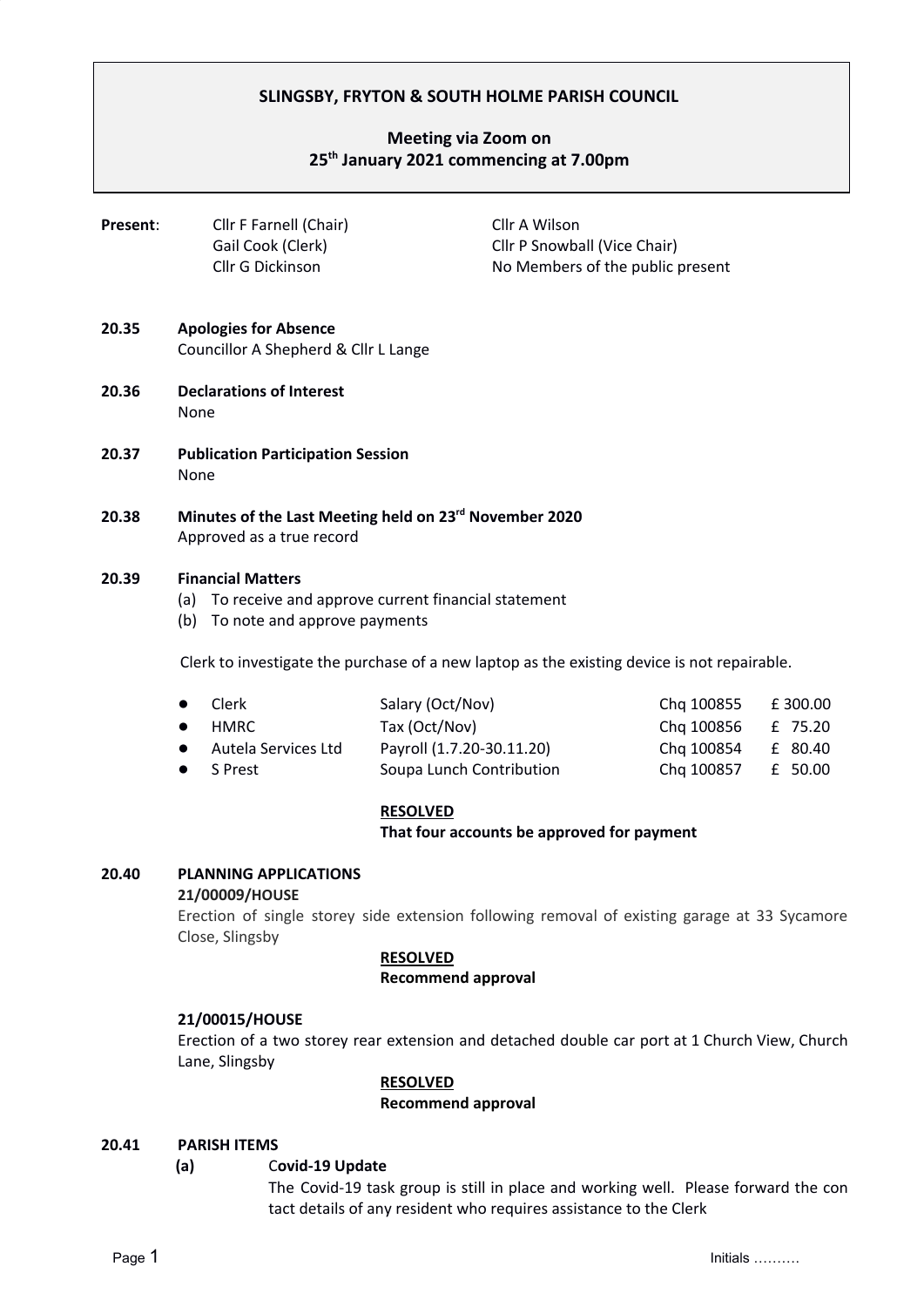# SLINGSBY, FRYTON & SOUTH HOLME PARISH COUNCIL

## Meeting via Zoom on 25th January 2021 commencing at 7.00pm

**Present**:

| | |
|---|---|
| Cllr F Farnell (Chair) | Cllr A Wilson |
| Gail Cook (Clerk) | Cllr P Snowball (Vice Chair) |
| Cllr G Dickinson | No Members of the public present |

**20.35 Apologies for Absence**

Councillor A Shepherd & Cllr L Lange

**20.36 Declarations of Interest**

None

**20.37 Publication Participation Session**

None

**20.38 Minutes of the Last Meeting held on 23rd November 2020**

Approved as a true record

**20.39 Financial Matters**

(a) To receive and approve current financial statement
(b) To note and approve payments

Clerk to investigate the purchase of a new laptop as the existing device is not repairable.

- Clerk | Salary (Oct/Nov) | Chq 100855 | £ 300.00
- HMRC | Tax (Oct/Nov) | Chq 100856 | £ 75.20
- Autela Services Ltd | Payroll (1.7.20-30.11.20) | Chq 100854 | £ 80.40
- S Prest | Soupa Lunch Contribution | Chq 100857 | £ 50.00

**RESOLVED**
**That four accounts be approved for payment**

**20.40 PLANNING APPLICATIONS**

**21/00009/HOUSE**

Erection of single storey side extension following removal of existing garage at 33 Sycamore Close, Slingsby

**RESOLVED**
**Recommend approval**

**21/00015/HOUSE**

Erection of a two storey rear extension and detached double car port at 1 Church View, Church Lane, Slingsby

**RESOLVED**
**Recommend approval**

**20.41 PARISH ITEMS**

**(a) Covid-19 Update**

The Covid-19 task group is still in place and working well. Please forward the con tact details of any resident who requires assistance to the Clerk

Initials ……….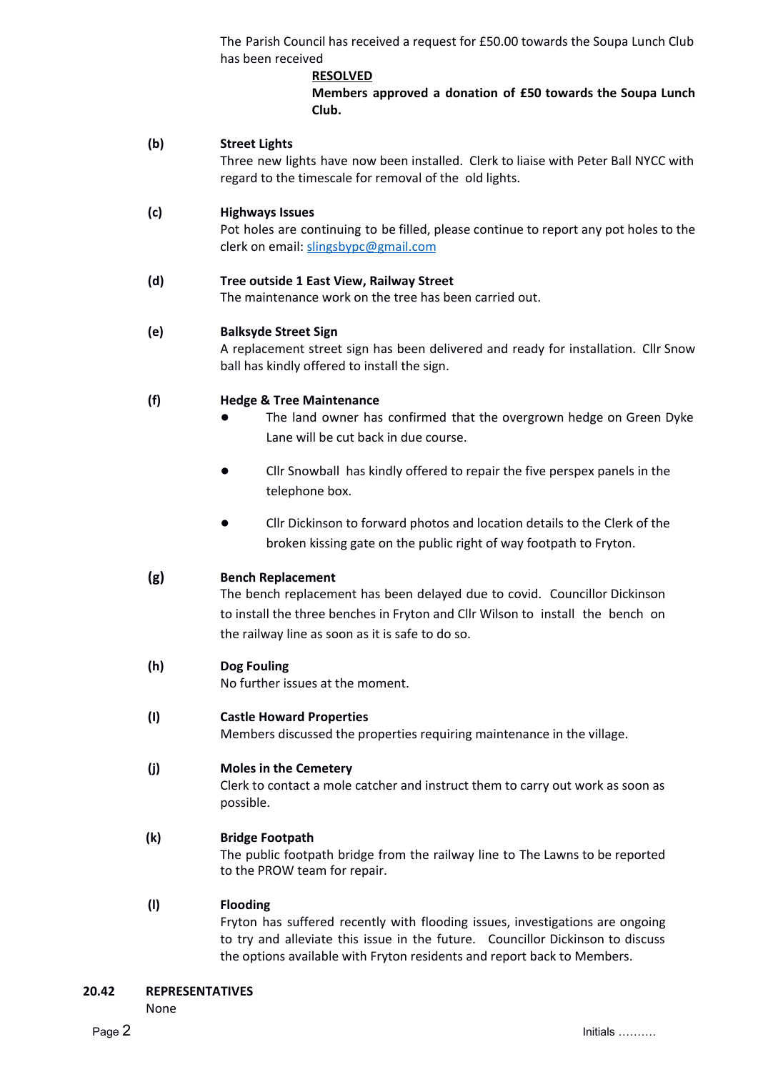The Parish Council has received a request for £50.00 towards the Soupa Lunch Club has been received

**RESOLVED**

**Members approved a donation of £50 towards the Soupa Lunch Club.**

**(b) Street Lights**

Three new lights have now been installed. Clerk to liaise with Peter Ball NYCC with regard to the timescale for removal of the old lights.

**(c) Highways Issues**

Pot holes are continuing to be filled, please continue to report any pot holes to the clerk on email: [slingsbypc@gmail.com](mailto:slingsbypc@gmail.com)

**(d) Tree outside 1 East View, Railway Street**

The maintenance work on the tree has been carried out.

**(e) Balksyde Street Sign**

A replacement street sign has been delivered and ready for installation. Cllr Snow ball has kindly offered to install the sign.

**(f) Hedge & Tree Maintenance**

- The land owner has confirmed that the overgrown hedge on Green Dyke Lane will be cut back in due course.
- Cllr Snowball has kindly offered to repair the five perspex panels in the telephone box.
- Cllr Dickinson to forward photos and location details to the Clerk of the broken kissing gate on the public right of way footpath to Fryton.

**(g) Bench Replacement**

The bench replacement has been delayed due to covid. Councillor Dickinson to install the three benches in Fryton and Cllr Wilson to install the bench on the railway line as soon as it is safe to do so.

**(h) Dog Fouling**

No further issues at the moment.

**(I) Castle Howard Properties**

Members discussed the properties requiring maintenance in the village.

**(j) Moles in the Cemetery**

Clerk to contact a mole catcher and instruct them to carry out work as soon as possible.

**(k) Bridge Footpath**

The public footpath bridge from the railway line to The Lawns to be reported to the PROW team for repair.

**(l) Flooding**

Fryton has suffered recently with flooding issues, investigations are ongoing to try and alleviate this issue in the future. Councillor Dickinson to discuss the options available with Fryton residents and report back to Members.

**20.42 REPRESENTATIVES**

None

Initials ……….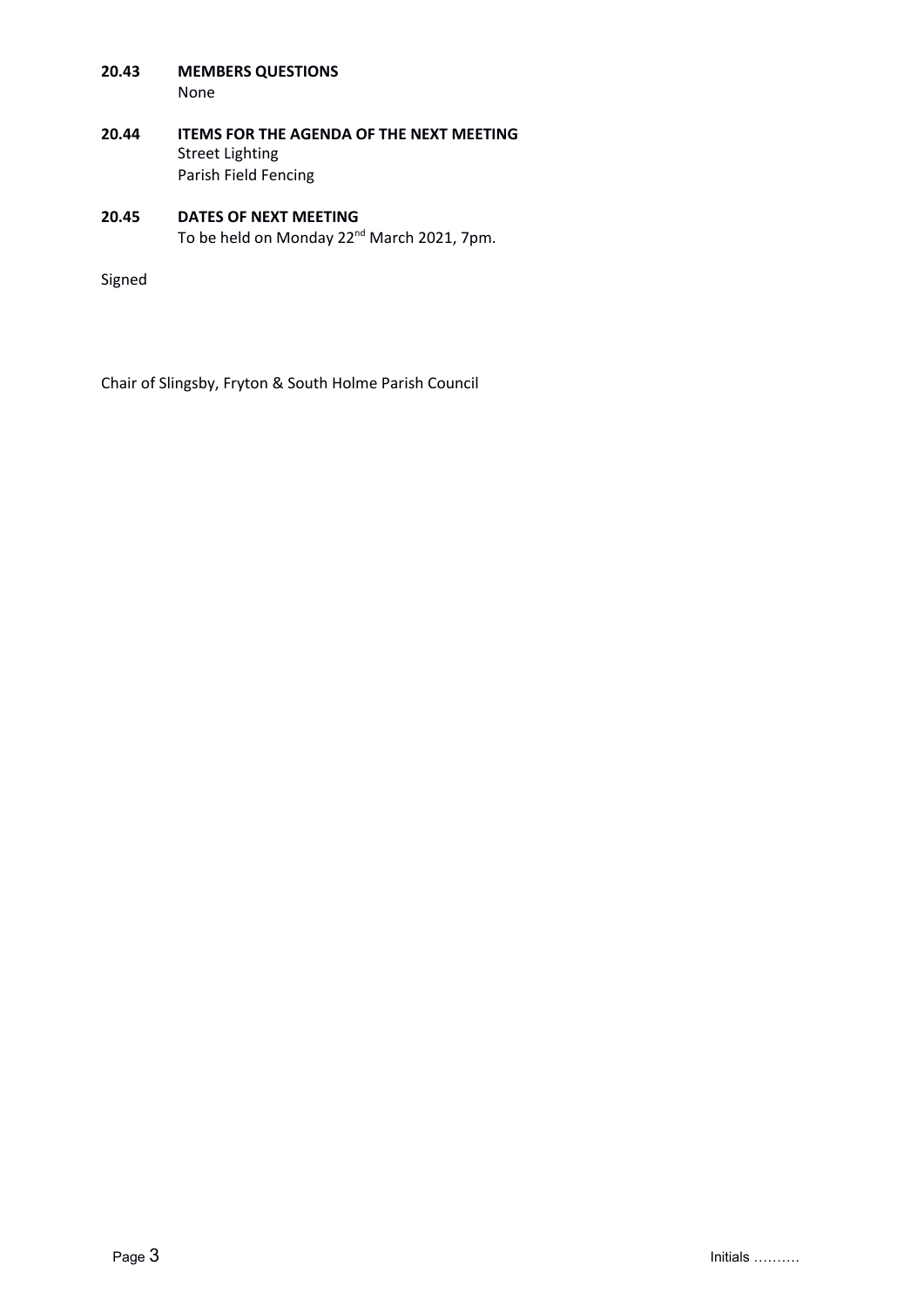**20.43 MEMBERS QUESTIONS**

None

**20.44 ITEMS FOR THE AGENDA OF THE NEXT MEETING**

Street Lighting
Parish Field Fencing

**20.45 DATES OF NEXT MEETING**

To be held on Monday 22nd March 2021, 7pm.

Signed

Chair of Slingsby, Fryton & South Holme Parish Council

Initials ……….